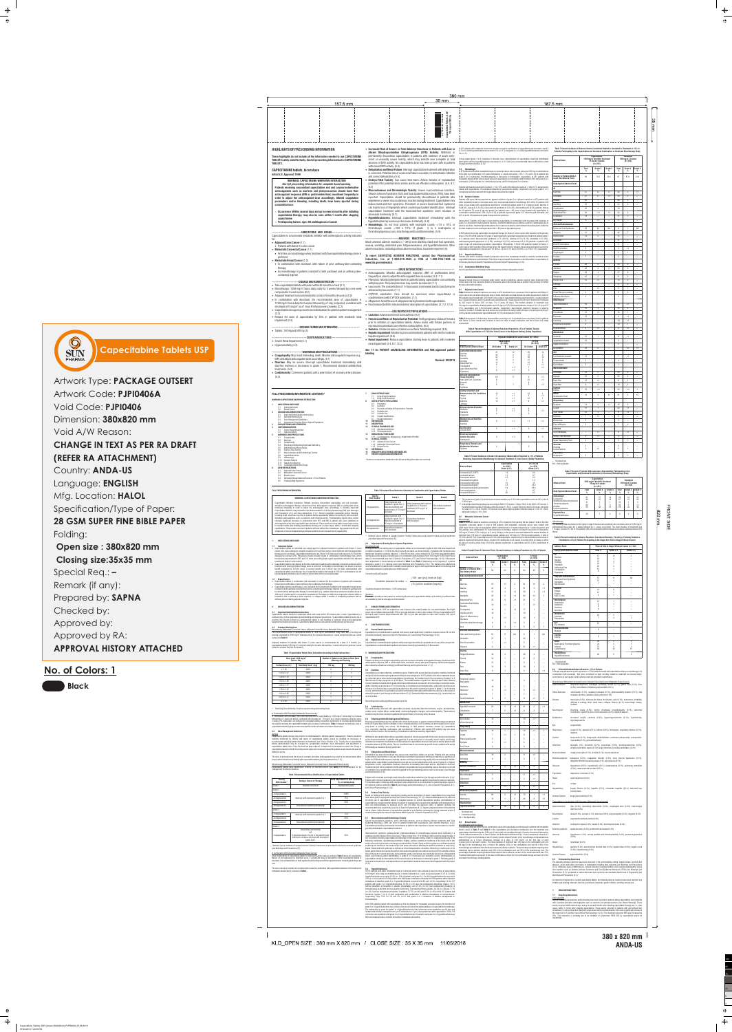Capecitabine Tablets USP

SUN PHARMA

Artwork Type: **PACKAGE OUTSERT**

Artwork Code: **PJPI0406A**

Void Code: **PJPI0406**

Dimension: **380x820 mm**

Void A/W Reason:

**CHANGE IN TEXT AS PER RA DRAFT (REFER RA ATTACHMENT)**

Country: **ANDA-US**

Language: **ENGLISH**

Mfg. Location: **HALOL**

Specification/Type of Paper:

**28 GSM SUPER FINE BIBLE PAPER**

Folding:

**Open size : 380x820 mm**

**Closing size:35x35 mm**

Special Req.: –

Remark (if any):

Prepared by: **SAPNA**

Checked by:

Approved by:

Approved by RA:

**APPROVAL HISTORY ATTACHED**

**No. of Colors: 1**

Black

---

380 mm | 157.5 mm | 35 mm | 187.5 mm | 820 mm | FRONT SIDE

**HIGHLIGHTS OF PRESCRIBING INFORMATION**

**These highlights do not include all the information needed to use CAPECITABINE TABLETS safely and effectively. See full prescribing information for CAPECITABINE TABLETS.**

**CAPECITABINE tablets, for oral use**
**Initial U.S. Approval: 1998**

**WARNING: CAPECITABINE-WARFARIN INTERACTION**

**FULL PRESCRIBING INFORMATION: CONTENTS***

**FULL PRESCRIBING INFORMATION**

---

KLD_OPEN SIZE : 380 mm X 820 mm / CLOSE SIZE : 35 X 35 mm 11/05/2018

**380 x 820 mm**
**ANDA-US**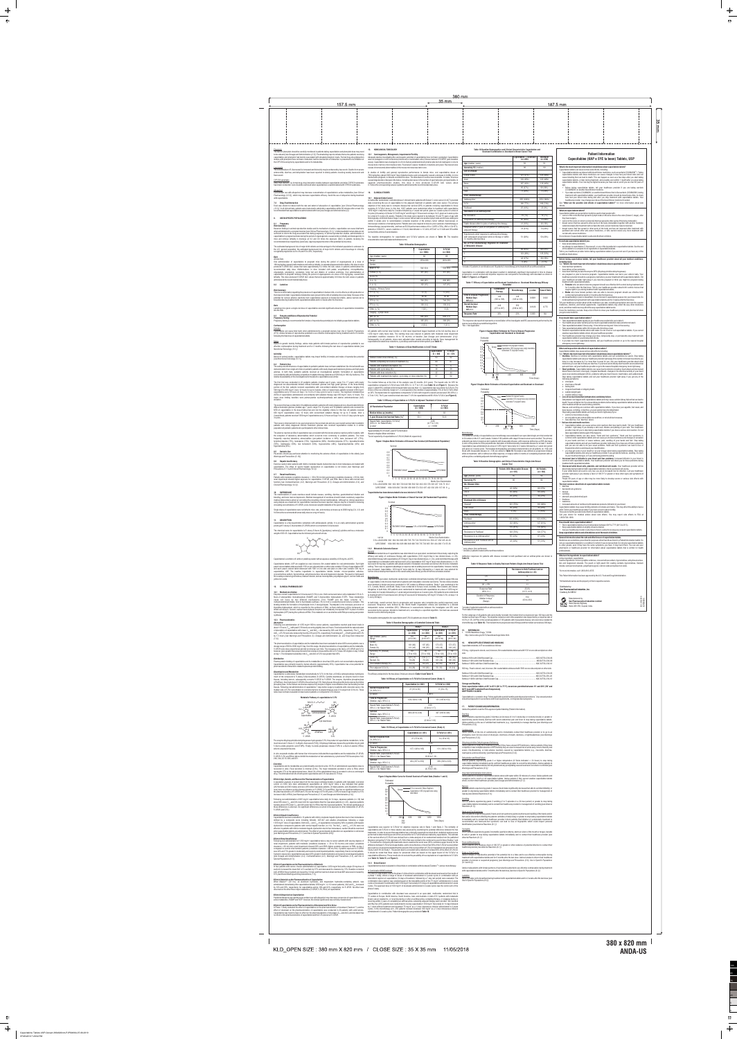380 mm

157.5 mm

35 mm

187.5 mm

35 mm

## Patient Information
## Capecitabine (KAP e SYE ta been) Tablets, USP

KLD_OPEN SIZE : 380 mm X 820 mm / CLOSE SIZE : 35 X 35 mm 11/05/2018

**380 x 820 mm**
**ANDA-US**